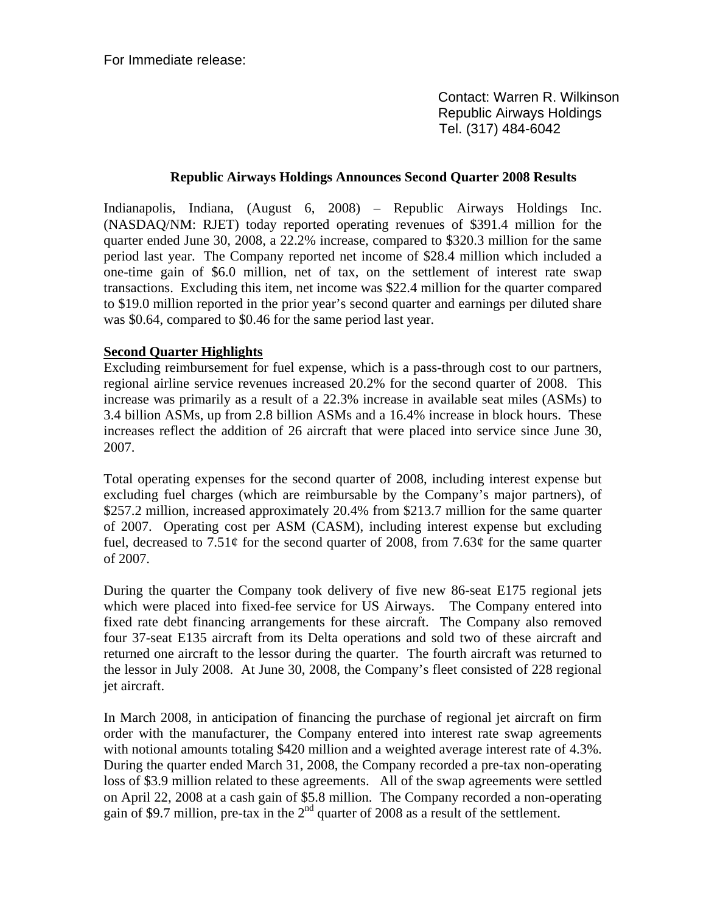For Immediate release:

Contact: Warren R. Wilkinson
Republic Airways Holdings
Tel. (317) 484-6042

## Republic Airways Holdings Announces Second Quarter 2008 Results

Indianapolis, Indiana, (August 6, 2008) – Republic Airways Holdings Inc. (NASDAQ/NM: RJET) today reported operating revenues of $391.4 million for the quarter ended June 30, 2008, a 22.2% increase, compared to $320.3 million for the same period last year. The Company reported net income of $28.4 million which included a one-time gain of $6.0 million, net of tax, on the settlement of interest rate swap transactions. Excluding this item, net income was $22.4 million for the quarter compared to $19.0 million reported in the prior year's second quarter and earnings per diluted share was $0.64, compared to $0.46 for the same period last year.

**Second Quarter Highlights**

Excluding reimbursement for fuel expense, which is a pass-through cost to our partners, regional airline service revenues increased 20.2% for the second quarter of 2008. This increase was primarily as a result of a 22.3% increase in available seat miles (ASMs) to 3.4 billion ASMs, up from 2.8 billion ASMs and a 16.4% increase in block hours. These increases reflect the addition of 26 aircraft that were placed into service since June 30, 2007.

Total operating expenses for the second quarter of 2008, including interest expense but excluding fuel charges (which are reimbursable by the Company's major partners), of $257.2 million, increased approximately 20.4% from $213.7 million for the same quarter of 2007. Operating cost per ASM (CASM), including interest expense but excluding fuel, decreased to 7.51¢ for the second quarter of 2008, from 7.63¢ for the same quarter of 2007.

During the quarter the Company took delivery of five new 86-seat E175 regional jets which were placed into fixed-fee service for US Airways. The Company entered into fixed rate debt financing arrangements for these aircraft. The Company also removed four 37-seat E135 aircraft from its Delta operations and sold two of these aircraft and returned one aircraft to the lessor during the quarter. The fourth aircraft was returned to the lessor in July 2008. At June 30, 2008, the Company's fleet consisted of 228 regional jet aircraft.

In March 2008, in anticipation of financing the purchase of regional jet aircraft on firm order with the manufacturer, the Company entered into interest rate swap agreements with notional amounts totaling $420 million and a weighted average interest rate of 4.3%. During the quarter ended March 31, 2008, the Company recorded a pre-tax non-operating loss of $3.9 million related to these agreements. All of the swap agreements were settled on April 22, 2008 at a cash gain of $5.8 million. The Company recorded a non-operating gain of $9.7 million, pre-tax in the 2nd quarter of 2008 as a result of the settlement.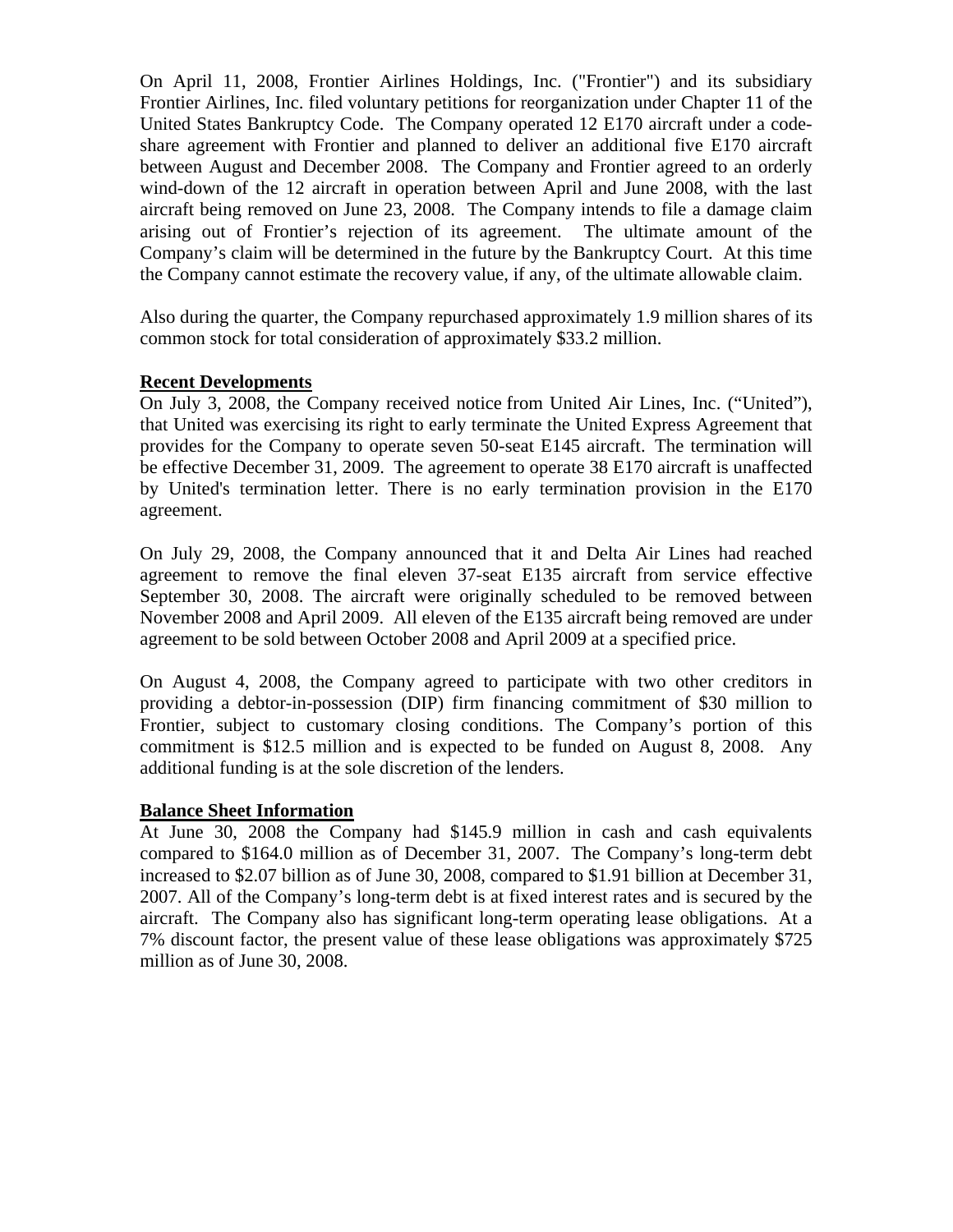On April 11, 2008, Frontier Airlines Holdings, Inc. ("Frontier") and its subsidiary Frontier Airlines, Inc. filed voluntary petitions for reorganization under Chapter 11 of the United States Bankruptcy Code. The Company operated 12 E170 aircraft under a code-share agreement with Frontier and planned to deliver an additional five E170 aircraft between August and December 2008. The Company and Frontier agreed to an orderly wind-down of the 12 aircraft in operation between April and June 2008, with the last aircraft being removed on June 23, 2008. The Company intends to file a damage claim arising out of Frontier's rejection of its agreement. The ultimate amount of the Company's claim will be determined in the future by the Bankruptcy Court. At this time the Company cannot estimate the recovery value, if any, of the ultimate allowable claim.

Also during the quarter, the Company repurchased approximately 1.9 million shares of its common stock for total consideration of approximately $33.2 million.

**Recent Developments**

On July 3, 2008, the Company received notice from United Air Lines, Inc. ("United"), that United was exercising its right to early terminate the United Express Agreement that provides for the Company to operate seven 50-seat E145 aircraft. The termination will be effective December 31, 2009. The agreement to operate 38 E170 aircraft is unaffected by United's termination letter. There is no early termination provision in the E170 agreement.

On July 29, 2008, the Company announced that it and Delta Air Lines had reached agreement to remove the final eleven 37-seat E135 aircraft from service effective September 30, 2008. The aircraft were originally scheduled to be removed between November 2008 and April 2009. All eleven of the E135 aircraft being removed are under agreement to be sold between October 2008 and April 2009 at a specified price.

On August 4, 2008, the Company agreed to participate with two other creditors in providing a debtor-in-possession (DIP) firm financing commitment of $30 million to Frontier, subject to customary closing conditions. The Company's portion of this commitment is $12.5 million and is expected to be funded on August 8, 2008. Any additional funding is at the sole discretion of the lenders.

**Balance Sheet Information**

At June 30, 2008 the Company had $145.9 million in cash and cash equivalents compared to $164.0 million as of December 31, 2007. The Company's long-term debt increased to $2.07 billion as of June 30, 2008, compared to $1.91 billion at December 31, 2007. All of the Company's long-term debt is at fixed interest rates and is secured by the aircraft. The Company also has significant long-term operating lease obligations. At a 7% discount factor, the present value of these lease obligations was approximately $725 million as of June 30, 2008.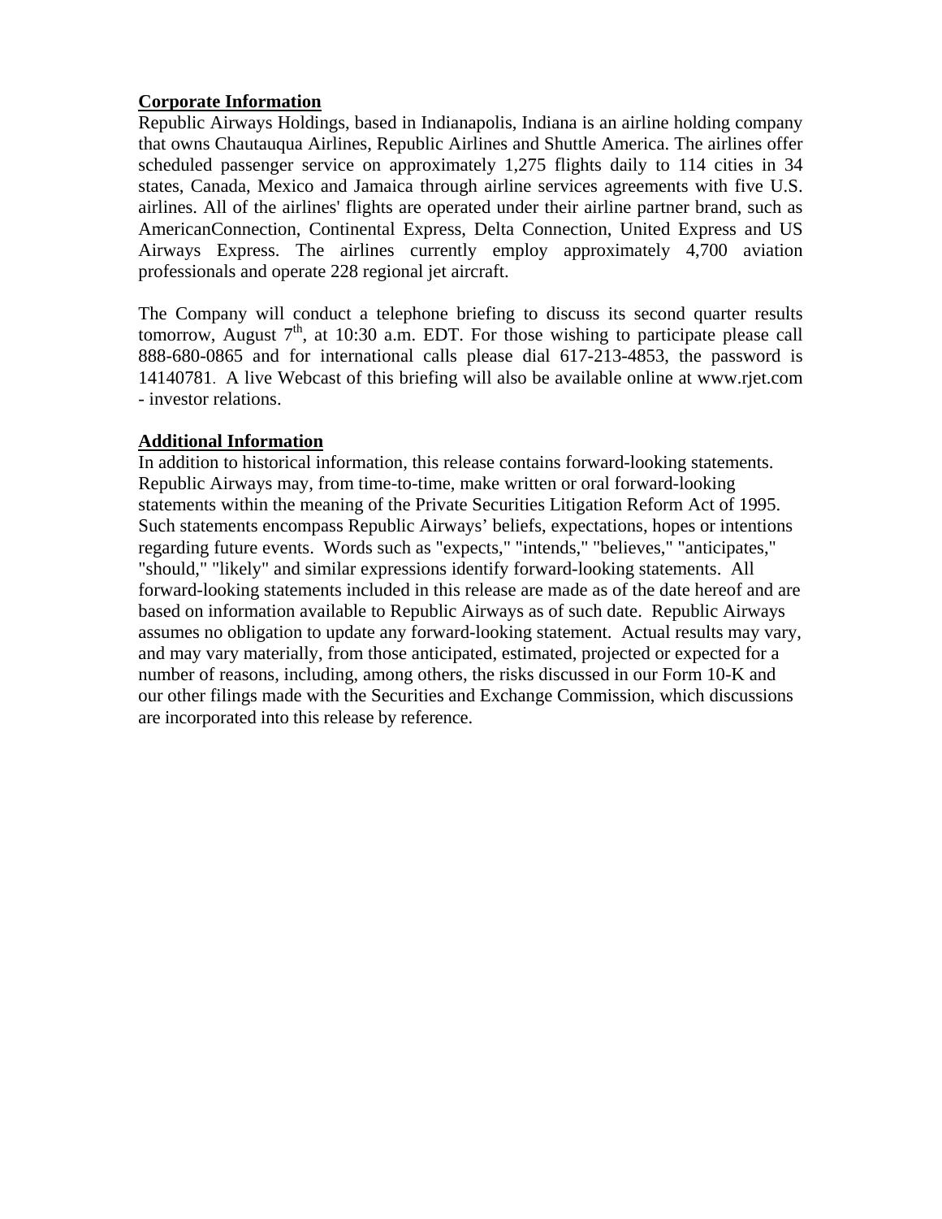**Corporate Information**

Republic Airways Holdings, based in Indianapolis, Indiana is an airline holding company that owns Chautauqua Airlines, Republic Airlines and Shuttle America. The airlines offer scheduled passenger service on approximately 1,275 flights daily to 114 cities in 34 states, Canada, Mexico and Jamaica through airline services agreements with five U.S. airlines. All of the airlines' flights are operated under their airline partner brand, such as AmericanConnection, Continental Express, Delta Connection, United Express and US Airways Express. The airlines currently employ approximately 4,700 aviation professionals and operate 228 regional jet aircraft.

The Company will conduct a telephone briefing to discuss its second quarter results tomorrow, August 7th, at 10:30 a.m. EDT. For those wishing to participate please call 888-680-0865 and for international calls please dial 617-213-4853, the password is 14140781. A live Webcast of this briefing will also be available online at www.rjet.com - investor relations.

**Additional Information**

In addition to historical information, this release contains forward-looking statements. Republic Airways may, from time-to-time, make written or oral forward-looking statements within the meaning of the Private Securities Litigation Reform Act of 1995. Such statements encompass Republic Airways' beliefs, expectations, hopes or intentions regarding future events. Words such as "expects," "intends," "believes," "anticipates," "should," "likely" and similar expressions identify forward-looking statements. All forward-looking statements included in this release are made as of the date hereof and are based on information available to Republic Airways as of such date. Republic Airways assumes no obligation to update any forward-looking statement. Actual results may vary, and may vary materially, from those anticipated, estimated, projected or expected for a number of reasons, including, among others, the risks discussed in our Form 10-K and our other filings made with the Securities and Exchange Commission, which discussions are incorporated into this release by reference.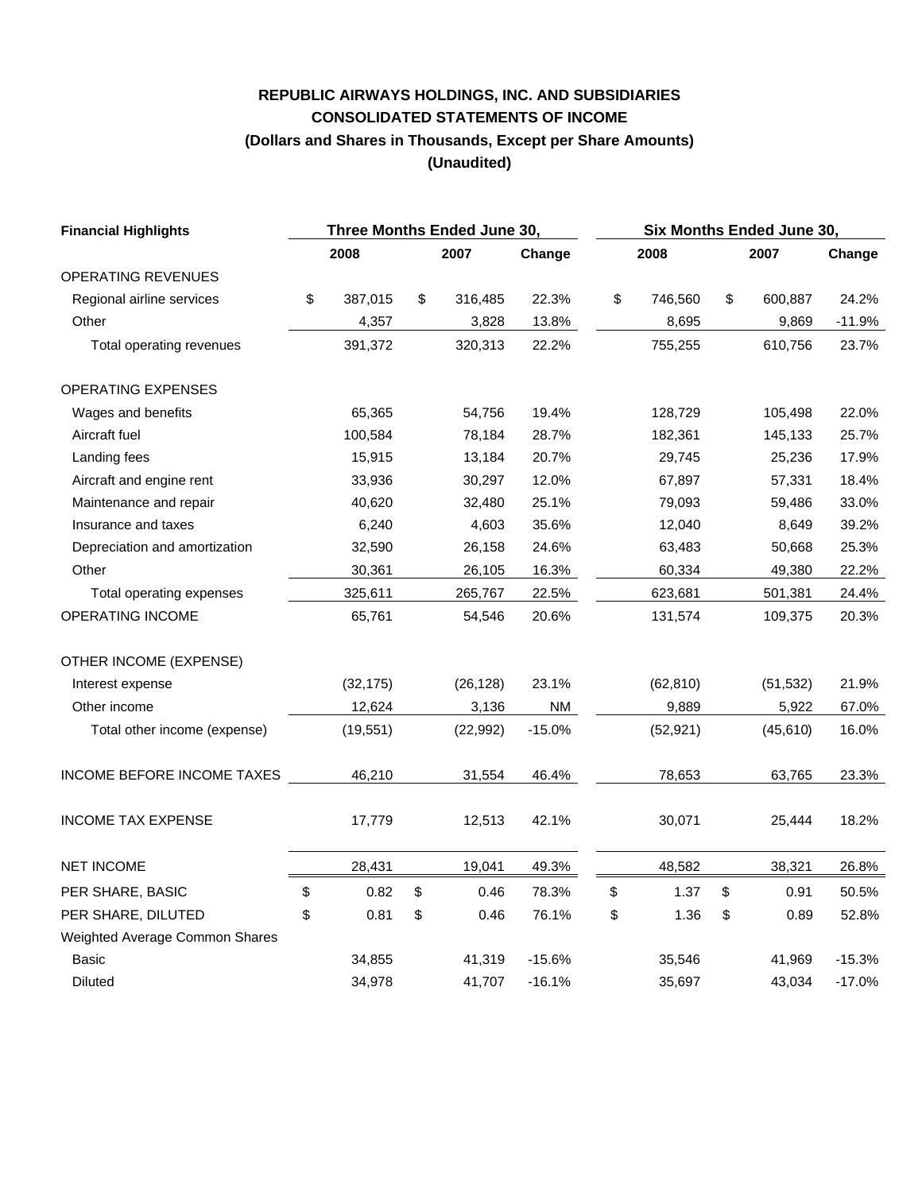# REPUBLIC AIRWAYS HOLDINGS, INC. AND SUBSIDIARIES
## CONSOLIDATED STATEMENTS OF INCOME
### (Dollars and Shares in Thousands, Except per Share Amounts)
### (Unaudited)

| Financial Highlights | Three Months Ended June 30, | | | Six Months Ended June 30, | | |
|---|---|---|---|---|---|---|
| | 2008 | 2007 | Change | 2008 | 2007 | Change |
| OPERATING REVENUES | | | | | | |
| Regional airline services | $ 387,015 | $ 316,485 | 22.3% | $ 746,560 | $ 600,887 | 24.2% |
| Other | 4,357 | 3,828 | 13.8% | 8,695 | 9,869 | -11.9% |
| Total operating revenues | 391,372 | 320,313 | 22.2% | 755,255 | 610,756 | 23.7% |
| OPERATING EXPENSES | | | | | | |
| Wages and benefits | 65,365 | 54,756 | 19.4% | 128,729 | 105,498 | 22.0% |
| Aircraft fuel | 100,584 | 78,184 | 28.7% | 182,361 | 145,133 | 25.7% |
| Landing fees | 15,915 | 13,184 | 20.7% | 29,745 | 25,236 | 17.9% |
| Aircraft and engine rent | 33,936 | 30,297 | 12.0% | 67,897 | 57,331 | 18.4% |
| Maintenance and repair | 40,620 | 32,480 | 25.1% | 79,093 | 59,486 | 33.0% |
| Insurance and taxes | 6,240 | 4,603 | 35.6% | 12,040 | 8,649 | 39.2% |
| Depreciation and amortization | 32,590 | 26,158 | 24.6% | 63,483 | 50,668 | 25.3% |
| Other | 30,361 | 26,105 | 16.3% | 60,334 | 49,380 | 22.2% |
| Total operating expenses | 325,611 | 265,767 | 22.5% | 623,681 | 501,381 | 24.4% |
| OPERATING INCOME | 65,761 | 54,546 | 20.6% | 131,574 | 109,375 | 20.3% |
| OTHER INCOME (EXPENSE) | | | | | | |
| Interest expense | (32,175) | (26,128) | 23.1% | (62,810) | (51,532) | 21.9% |
| Other income | 12,624 | 3,136 | NM | 9,889 | 5,922 | 67.0% |
| Total other income (expense) | (19,551) | (22,992) | -15.0% | (52,921) | (45,610) | 16.0% |
| INCOME BEFORE INCOME TAXES | 46,210 | 31,554 | 46.4% | 78,653 | 63,765 | 23.3% |
| INCOME TAX EXPENSE | 17,779 | 12,513 | 42.1% | 30,071 | 25,444 | 18.2% |
| NET INCOME | 28,431 | 19,041 | 49.3% | 48,582 | 38,321 | 26.8% |
| PER SHARE, BASIC | $ 0.82 | $ 0.46 | 78.3% | $ 1.37 | $ 0.91 | 50.5% |
| PER SHARE, DILUTED | $ 0.81 | $ 0.46 | 76.1% | $ 1.36 | $ 0.89 | 52.8% |
| Weighted Average Common Shares | | | | | | |
| Basic | 34,855 | 41,319 | -15.6% | 35,546 | 41,969 | -15.3% |
| Diluted | 34,978 | 41,707 | -16.1% | 35,697 | 43,034 | -17.0% |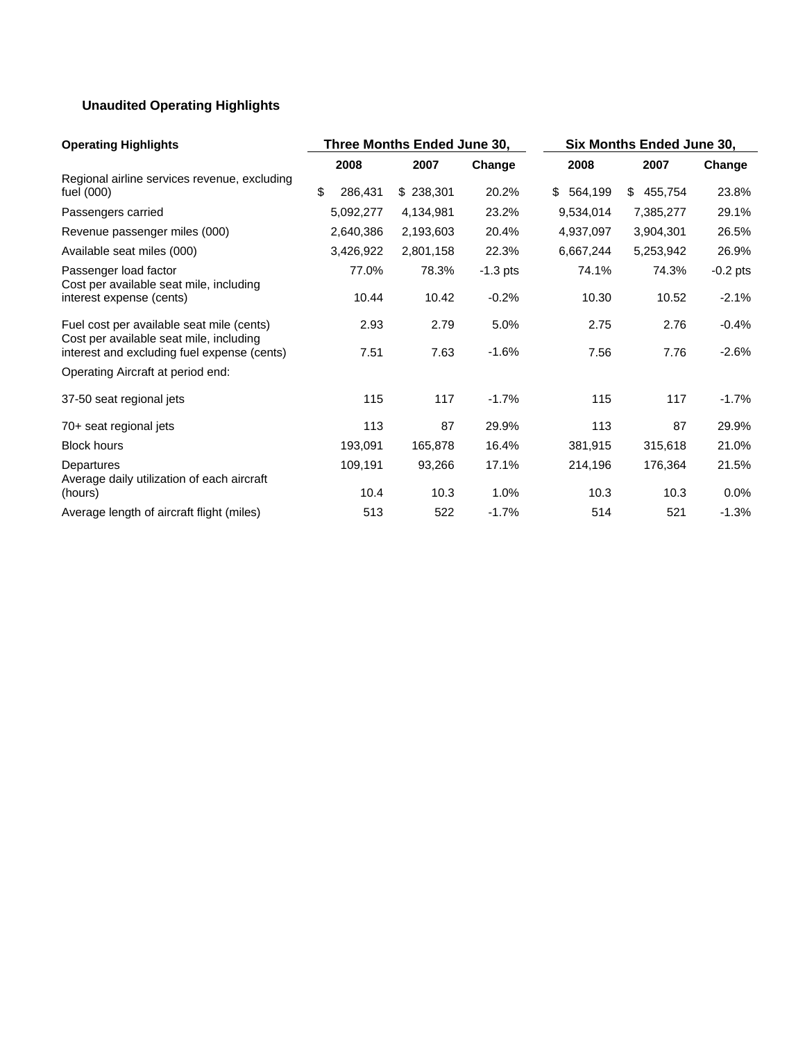**Unaudited Operating Highlights**

| Operating Highlights | Three Months Ended June 30, | | | Six Months Ended June 30, | | |
|---|---|---|---|---|---|---|
| | 2008 | 2007 | Change | 2008 | 2007 | Change |
| Regional airline services revenue, excluding fuel (000) | $ 286,431 | $ 238,301 | 20.2% | $ 564,199 | $ 455,754 | 23.8% |
| Passengers carried | 5,092,277 | 4,134,981 | 23.2% | 9,534,014 | 7,385,277 | 29.1% |
| Revenue passenger miles (000) | 2,640,386 | 2,193,603 | 20.4% | 4,937,097 | 3,904,301 | 26.5% |
| Available seat miles (000) | 3,426,922 | 2,801,158 | 22.3% | 6,667,244 | 5,253,942 | 26.9% |
| Passenger load factor | 77.0% | 78.3% | -1.3 pts | 74.1% | 74.3% | -0.2 pts |
| Cost per available seat mile, including interest expense (cents) | 10.44 | 10.42 | -0.2% | 10.30 | 10.52 | -2.1% |
| Fuel cost per available seat mile (cents) | 2.93 | 2.79 | 5.0% | 2.75 | 2.76 | -0.4% |
| Cost per available seat mile, including interest and excluding fuel expense (cents) | 7.51 | 7.63 | -1.6% | 7.56 | 7.76 | -2.6% |
| Operating Aircraft at period end: | | | | | | |
| 37-50 seat regional jets | 115 | 117 | -1.7% | 115 | 117 | -1.7% |
| 70+ seat regional jets | 113 | 87 | 29.9% | 113 | 87 | 29.9% |
| Block hours | 193,091 | 165,878 | 16.4% | 381,915 | 315,618 | 21.0% |
| Departures | 109,191 | 93,266 | 17.1% | 214,196 | 176,364 | 21.5% |
| Average daily utilization of each aircraft (hours) | 10.4 | 10.3 | 1.0% | 10.3 | 10.3 | 0.0% |
| Average length of aircraft flight (miles) | 513 | 522 | -1.7% | 514 | 521 | -1.3% |